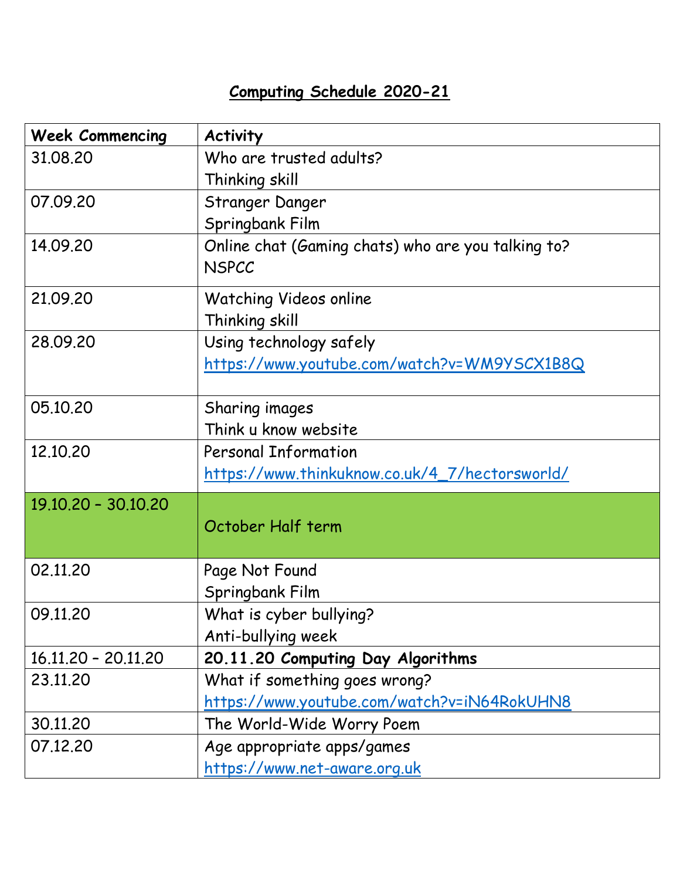# Computing Schedule 2020-21

| Week Commencing | Activity |
|---|---|
| 31.08.20 | Who are trusted adults?<br>Thinking skill |
| 07.09.20 | Stranger Danger<br>Springbank Film |
| 14.09.20 | Online chat (Gaming chats) who are you talking to?<br>NSPCC |
| 21.09.20 | Watching Videos online<br>Thinking skill |
| 28.09.20 | Using technology safely<br>https://www.youtube.com/watch?v=WM9YSCX1B8Q |
| 05.10.20 | Sharing images<br>Think u know website |
| 12.10.20 | Personal Information<br>https://www.thinkuknow.co.uk/4_7/hectorsworld/ |
| 19.10.20 – 30.10.20 | October Half term |
| 02.11.20 | Page Not Found<br>Springbank Film |
| 09.11.20 | What is cyber bullying?<br>Anti-bullying week |
| 16.11.20 – 20.11.20 | **20.11.20 Computing Day Algorithms** |
| 23.11.20 | What if something goes wrong?<br>https://www.youtube.com/watch?v=iN64RokUHN8 |
| 30.11.20 | The World-Wide Worry Poem |
| 07.12.20 | Age appropriate apps/games<br>https://www.net-aware.org.uk |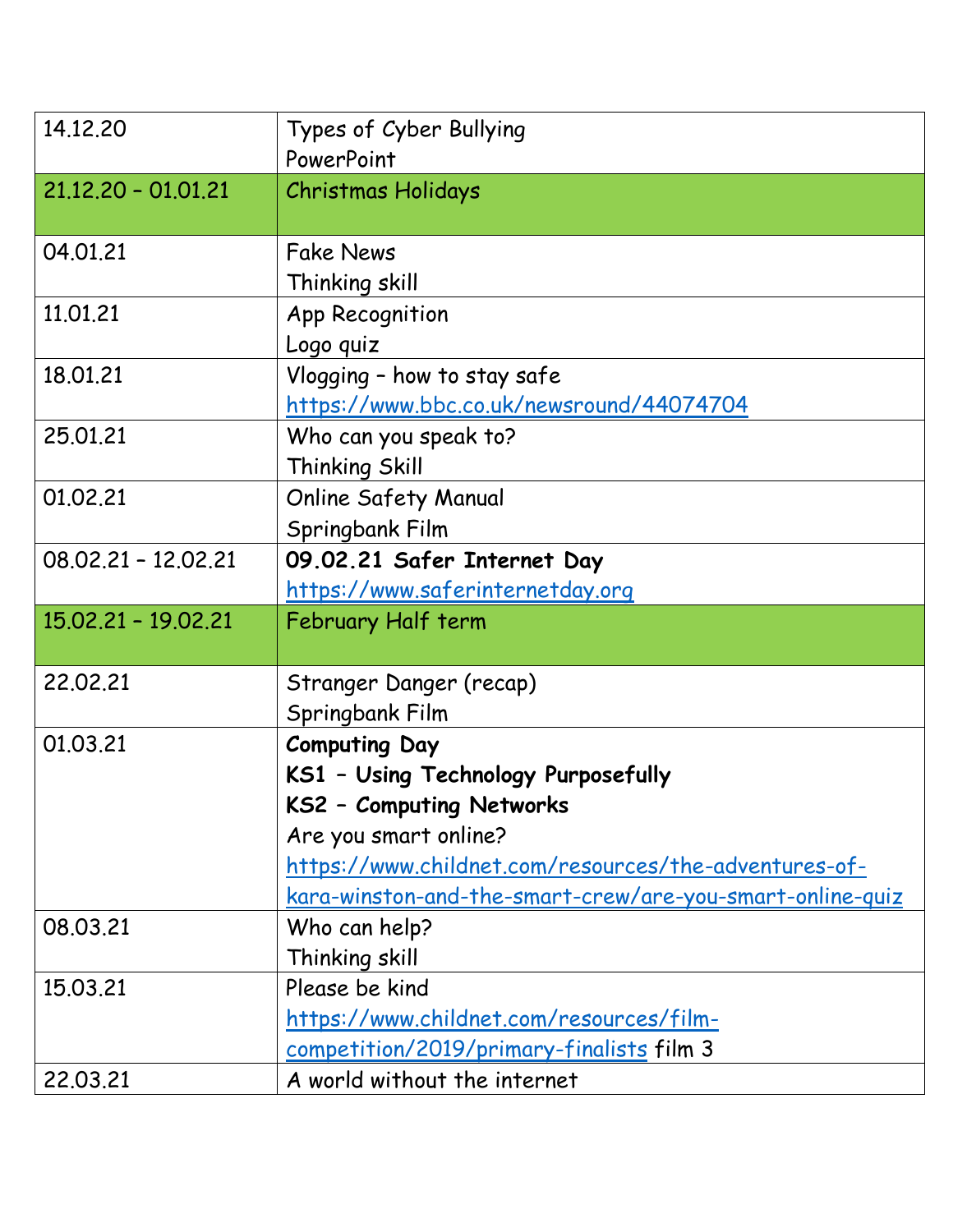| | |
|---|---|
| 14.12.20 | Types of Cyber Bullying<br>PowerPoint |
| 21.12.20 – 01.01.21 | Christmas Holidays |
| 04.01.21 | Fake News<br>Thinking skill |
| 11.01.21 | App Recognition<br>Logo quiz |
| 18.01.21 | Vlogging – how to stay safe<br>https://www.bbc.co.uk/newsround/44074704 |
| 25.01.21 | Who can you speak to?<br>Thinking Skill |
| 01.02.21 | Online Safety Manual<br>Springbank Film |
| 08.02.21 – 12.02.21 | **09.02.21 Safer Internet Day**<br>https://www.saferinternetday.org |
| 15.02.21 – 19.02.21 | February Half term |
| 22.02.21 | Stranger Danger (recap)<br>Springbank Film |
| 01.03.21 | **Computing Day**<br>**KS1 – Using Technology Purposefully**<br>**KS2 – Computing Networks**<br>Are you smart online?<br>https://www.childnet.com/resources/the-adventures-of-kara-winston-and-the-smart-crew/are-you-smart-online-quiz |
| 08.03.21 | Who can help?<br>Thinking skill |
| 15.03.21 | Please be kind<br>https://www.childnet.com/resources/film-competition/2019/primary-finalists film 3 |
| 22.03.21 | A world without the internet |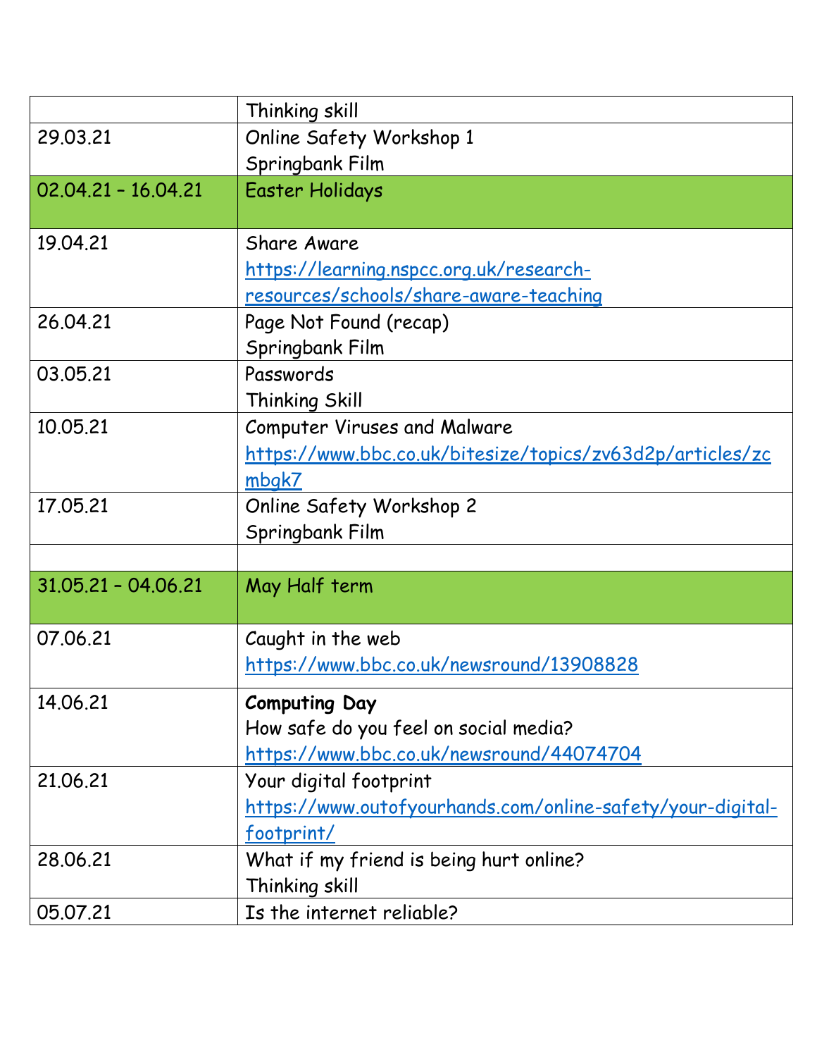| | |
|---|---|
| | Thinking skill |
| 29.03.21 | Online Safety Workshop 1<br>Springbank Film |
| 02.04.21 – 16.04.21 | Easter Holidays |
| 19.04.21 | Share Aware<br>https://learning.nspcc.org.uk/research-resources/schools/share-aware-teaching |
| 26.04.21 | Page Not Found (recap)<br>Springbank Film |
| 03.05.21 | Passwords<br>Thinking Skill |
| 10.05.21 | Computer Viruses and Malware<br>https://www.bbc.co.uk/bitesize/topics/zv63d2p/articles/zcmbgk7 |
| 17.05.21 | Online Safety Workshop 2<br>Springbank Film |
| | |
| 31.05.21 – 04.06.21 | May Half term |
| 07.06.21 | Caught in the web<br>https://www.bbc.co.uk/newsround/13908828 |
| 14.06.21 | **Computing Day**<br>How safe do you feel on social media?<br>https://www.bbc.co.uk/newsround/44074704 |
| 21.06.21 | Your digital footprint<br>https://www.outofyourhands.com/online-safety/your-digital-footprint/ |
| 28.06.21 | What if my friend is being hurt online?<br>Thinking skill |
| 05.07.21 | Is the internet reliable? |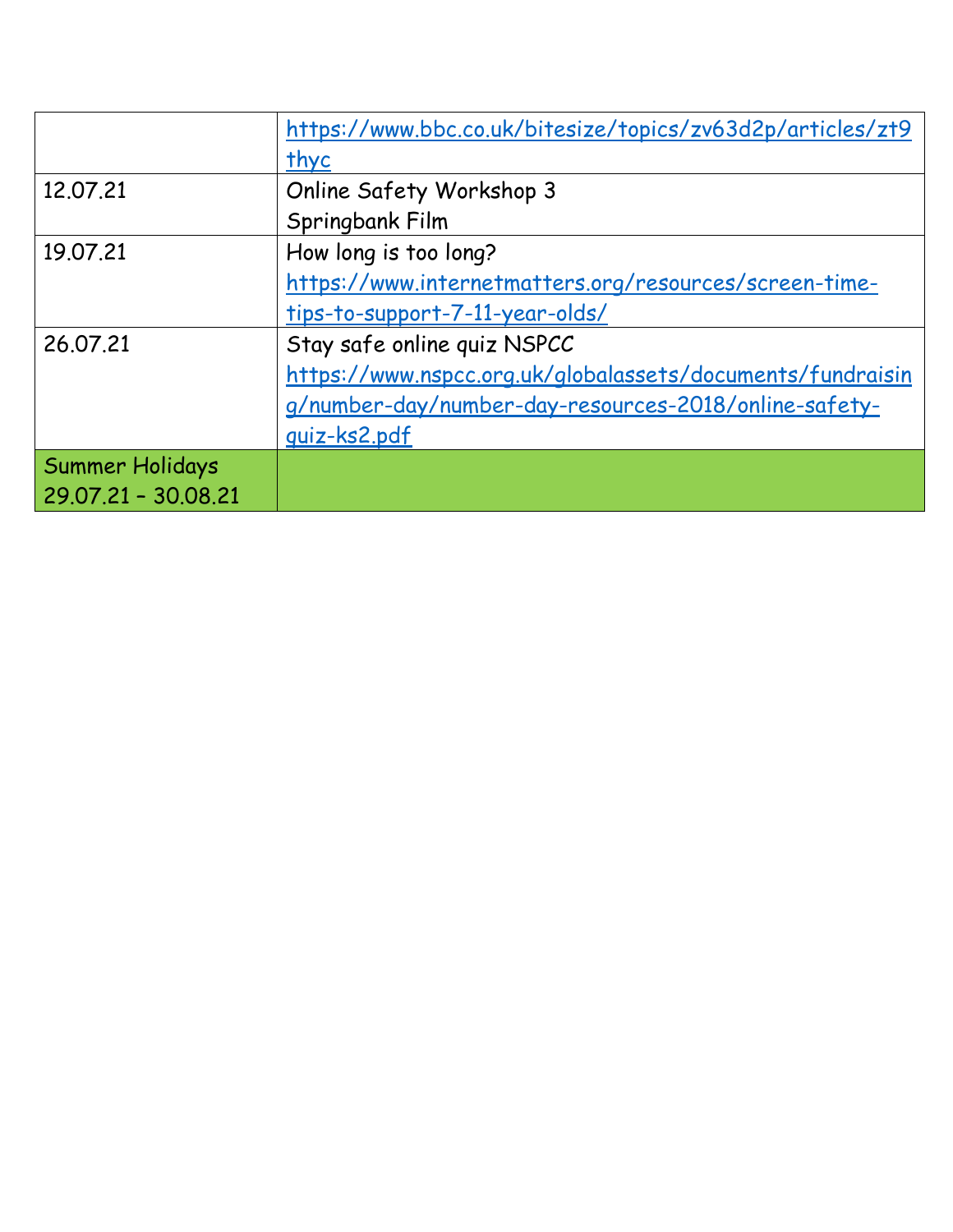| | |
|---|---|
| | https://www.bbc.co.uk/bitesize/topics/zv63d2p/articles/zt9thyc |
| 12.07.21 | Online Safety Workshop 3<br>Springbank Film |
| 19.07.21 | How long is too long?<br>https://www.internetmatters.org/resources/screen-time-tips-to-support-7-11-year-olds/ |
| 26.07.21 | Stay safe online quiz NSPCC<br>https://www.nspcc.org.uk/globalassets/documents/fundraising/number-day/number-day-resources-2018/online-safety-quiz-ks2.pdf |
| Summer Holidays<br>29.07.21 – 30.08.21 | |